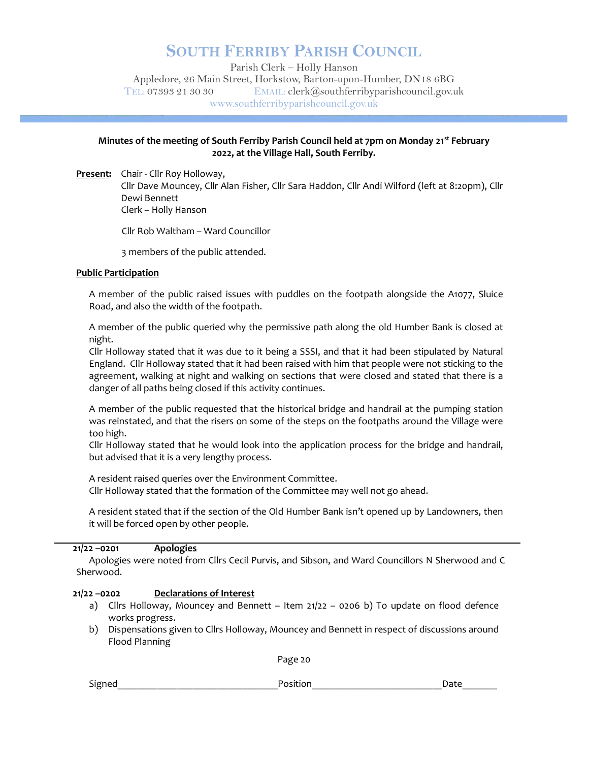# South Ferriby Parish Council

Parish Clerk – Holly Hanson
Appledore, 26 Main Street, Horkstow, Barton-upon-Humber, DN18 6BG
Tel: 07393 21 30 30 Email: clerk@southferribyparishcouncil.gov.uk
www.southferribyparishcouncil.gov.uk

**Minutes of the meeting of South Ferriby Parish Council held at 7pm on Monday 21st February 2022, at the Village Hall, South Ferriby.**

**Present:** Chair - Cllr Roy Holloway,
Cllr Dave Mouncey, Cllr Alan Fisher, Cllr Sara Haddon, Cllr Andi Wilford (left at 8:20pm), Cllr Dewi Bennett
Clerk – Holly Hanson

Cllr Rob Waltham – Ward Councillor

3 members of the public attended.

**Public Participation**

A member of the public raised issues with puddles on the footpath alongside the A1077, Sluice Road, and also the width of the footpath.

A member of the public queried why the permissive path along the old Humber Bank is closed at night.
Cllr Holloway stated that it was due to it being a SSSI, and that it had been stipulated by Natural England. Cllr Holloway stated that it had been raised with him that people were not sticking to the agreement, walking at night and walking on sections that were closed and stated that there is a danger of all paths being closed if this activity continues.

A member of the public requested that the historical bridge and handrail at the pumping station was reinstated, and that the risers on some of the steps on the footpaths around the Village were too high.
Cllr Holloway stated that he would look into the application process for the bridge and handrail, but advised that it is a very lengthy process.

A resident raised queries over the Environment Committee.
Cllr Holloway stated that the formation of the Committee may well not go ahead.

A resident stated that if the section of the Old Humber Bank isn't opened up by Landowners, then it will be forced open by other people.

**21/22 –0201 Apologies**

Apologies were noted from Cllrs Cecil Purvis, and Sibson, and Ward Councillors N Sherwood and C Sherwood.

**21/22 –0202 Declarations of Interest**

a) Cllrs Holloway, Mouncey and Bennett – Item 21/22 – 0206 b) To update on flood defence works progress.
b) Dispensations given to Cllrs Holloway, Mouncey and Bennett in respect of discussions around Flood Planning

Signed_______________________________Position_________________________Date_______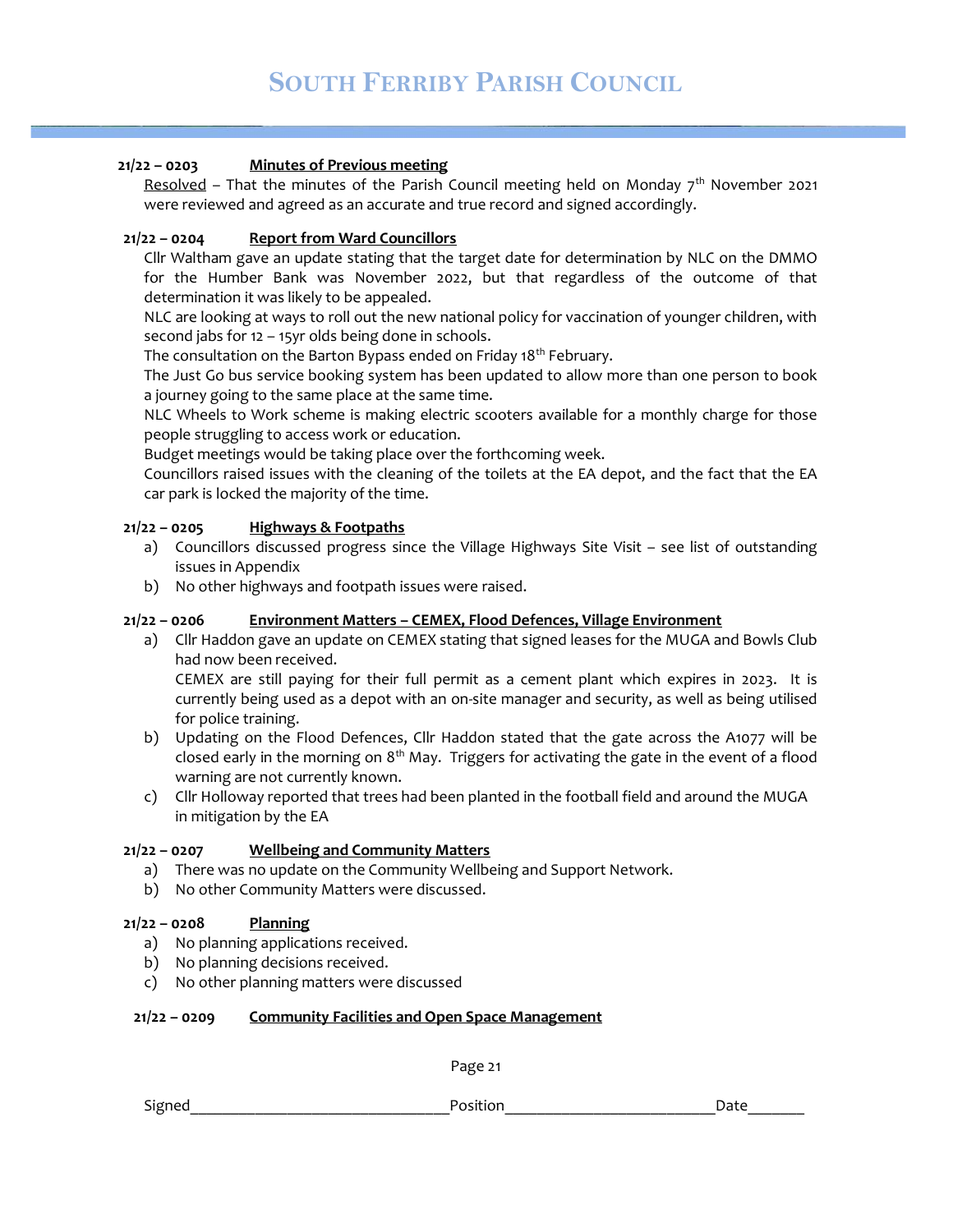**21/22 – 0203 Minutes of Previous meeting**

Resolved – That the minutes of the Parish Council meeting held on Monday 7th November 2021 were reviewed and agreed as an accurate and true record and signed accordingly.

**21/22 – 0204 Report from Ward Councillors**

Cllr Waltham gave an update stating that the target date for determination by NLC on the DMMO for the Humber Bank was November 2022, but that regardless of the outcome of that determination it was likely to be appealed.

NLC are looking at ways to roll out the new national policy for vaccination of younger children, with second jabs for 12 – 15yr olds being done in schools.

The consultation on the Barton Bypass ended on Friday 18th February.

The Just Go bus service booking system has been updated to allow more than one person to book a journey going to the same place at the same time.

NLC Wheels to Work scheme is making electric scooters available for a monthly charge for those people struggling to access work or education.

Budget meetings would be taking place over the forthcoming week.

Councillors raised issues with the cleaning of the toilets at the EA depot, and the fact that the EA car park is locked the majority of the time.

**21/22 – 0205 Highways & Footpaths**

a) Councillors discussed progress since the Village Highways Site Visit – see list of outstanding issues in Appendix
b) No other highways and footpath issues were raised.

**21/22 – 0206 Environment Matters – CEMEX, Flood Defences, Village Environment**

a) Cllr Haddon gave an update on CEMEX stating that signed leases for the MUGA and Bowls Club had now been received.
   CEMEX are still paying for their full permit as a cement plant which expires in 2023. It is currently being used as a depot with an on-site manager and security, as well as being utilised for police training.
b) Updating on the Flood Defences, Cllr Haddon stated that the gate across the A1077 will be closed early in the morning on 8th May. Triggers for activating the gate in the event of a flood warning are not currently known.
c) Cllr Holloway reported that trees had been planted in the football field and around the MUGA in mitigation by the EA

**21/22 – 0207 Wellbeing and Community Matters**

a) There was no update on the Community Wellbeing and Support Network.
b) No other Community Matters were discussed.

**21/22 – 0208 Planning**

a) No planning applications received.
b) No planning decisions received.
c) No other planning matters were discussed

**21/22 – 0209 Community Facilities and Open Space Management**

Signed\_\_\_\_\_\_\_\_\_\_\_\_\_\_\_\_\_\_\_\_\_\_\_\_\_\_\_\_\_\_ Position\_\_\_\_\_\_\_\_\_\_\_\_\_\_\_\_\_\_\_\_\_\_\_\_\_ Date\_\_\_\_\_\_\_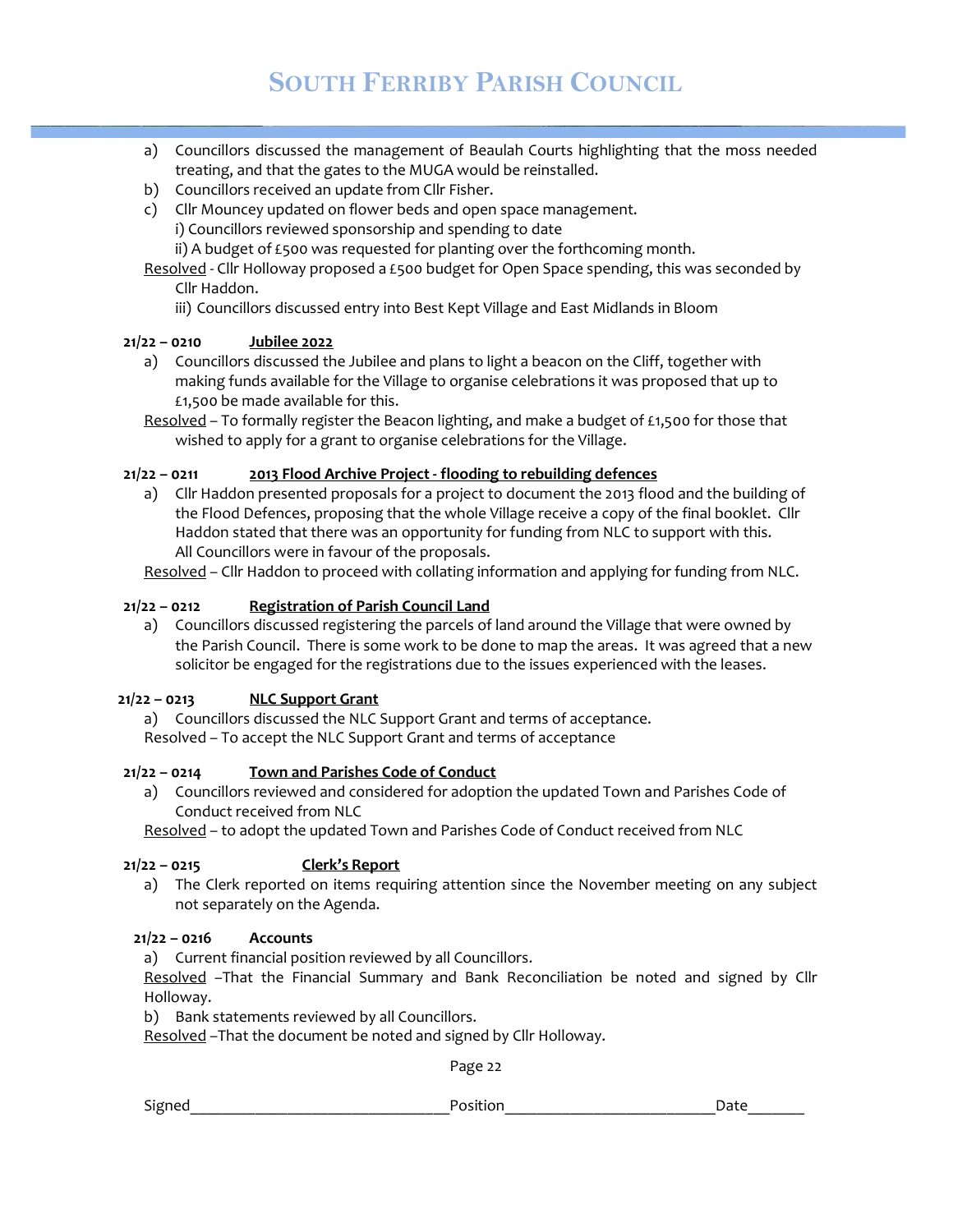a) Councillors discussed the management of Beaulah Courts highlighting that the moss needed treating, and that the gates to the MUGA would be reinstalled.
b) Councillors received an update from Cllr Fisher.
c) Cllr Mouncey updated on flower beds and open space management.
   i) Councillors reviewed sponsorship and spending to date
   ii) A budget of £500 was requested for planting over the forthcoming month.

Resolved - Cllr Holloway proposed a £500 budget for Open Space spending, this was seconded by Cllr Haddon.

   iii) Councillors discussed entry into Best Kept Village and East Midlands in Bloom

**21/22 – 0210** **Jubilee 2022**

a) Councillors discussed the Jubilee and plans to light a beacon on the Cliff, together with making funds available for the Village to organise celebrations it was proposed that up to £1,500 be made available for this.

Resolved – To formally register the Beacon lighting, and make a budget of £1,500 for those that wished to apply for a grant to organise celebrations for the Village.

**21/22 – 0211** **2013 Flood Archive Project - flooding to rebuilding defences**

a) Cllr Haddon presented proposals for a project to document the 2013 flood and the building of the Flood Defences, proposing that the whole Village receive a copy of the final booklet. Cllr Haddon stated that there was an opportunity for funding from NLC to support with this. All Councillors were in favour of the proposals.

Resolved – Cllr Haddon to proceed with collating information and applying for funding from NLC.

**21/22 – 0212** **Registration of Parish Council Land**

a) Councillors discussed registering the parcels of land around the Village that were owned by the Parish Council. There is some work to be done to map the areas. It was agreed that a new solicitor be engaged for the registrations due to the issues experienced with the leases.

**21/22 – 0213** **NLC Support Grant**

a) Councillors discussed the NLC Support Grant and terms of acceptance.

Resolved – To accept the NLC Support Grant and terms of acceptance

**21/22 – 0214** **Town and Parishes Code of Conduct**

a) Councillors reviewed and considered for adoption the updated Town and Parishes Code of Conduct received from NLC

Resolved – to adopt the updated Town and Parishes Code of Conduct received from NLC

**21/22 – 0215** **Clerk's Report**

a) The Clerk reported on items requiring attention since the November meeting on any subject not separately on the Agenda.

**21/22 – 0216** **Accounts**

a) Current financial position reviewed by all Councillors.

Resolved –That the Financial Summary and Bank Reconciliation be noted and signed by Cllr Holloway.

b) Bank statements reviewed by all Councillors.

Resolved –That the document be noted and signed by Cllr Holloway.

Signed_______________________________Position_________________________Date_______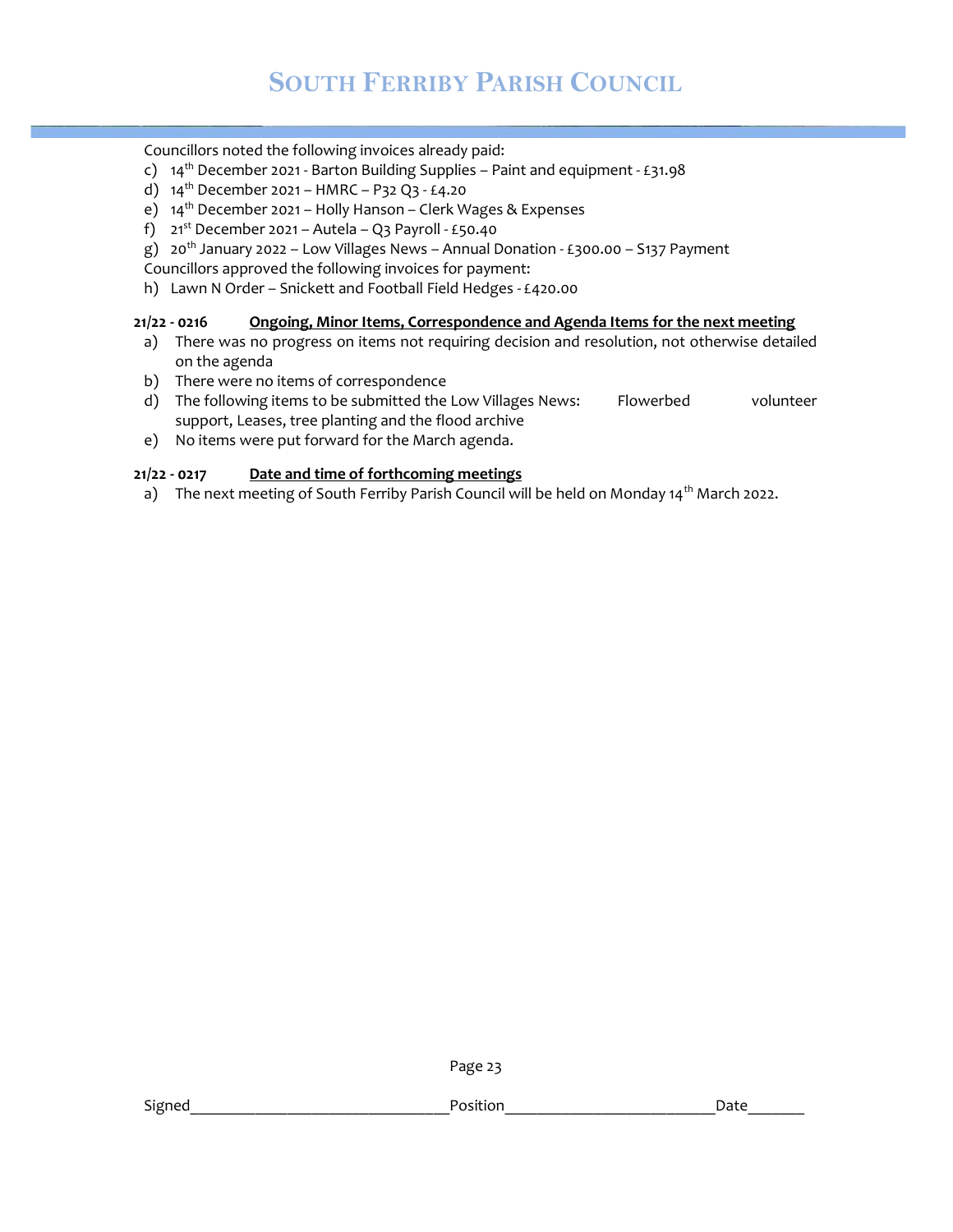Councillors noted the following invoices already paid:

c) 14th December 2021 - Barton Building Supplies – Paint and equipment - £31.98
d) 14th December 2021 – HMRC – P32 Q3 - £4.20
e) 14th December 2021 – Holly Hanson – Clerk Wages & Expenses
f) 21st December 2021 – Autela – Q3 Payroll - £50.40
g) 20th January 2022 – Low Villages News – Annual Donation - £300.00 – S137 Payment

Councillors approved the following invoices for payment:

h) Lawn N Order – Snickett and Football Field Hedges - £420.00

**21/22 - 0216** **Ongoing, Minor Items, Correspondence and Agenda Items for the next meeting**

a) There was no progress on items not requiring decision and resolution, not otherwise detailed on the agenda
b) There were no items of correspondence
d) The following items to be submitted the Low Villages News: Flowerbed volunteer support, Leases, tree planting and the flood archive
e) No items were put forward for the March agenda.

**21/22 - 0217** **Date and time of forthcoming meetings**

a) The next meeting of South Ferriby Parish Council will be held on Monday 14th March 2022.

Signed\_\_\_\_\_\_\_\_\_\_\_\_\_\_\_\_\_\_\_\_\_\_\_\_\_\_\_\_\_\_ Position\_\_\_\_\_\_\_\_\_\_\_\_\_\_\_\_\_\_\_\_\_\_\_\_\_\_ Date\_\_\_\_\_\_\_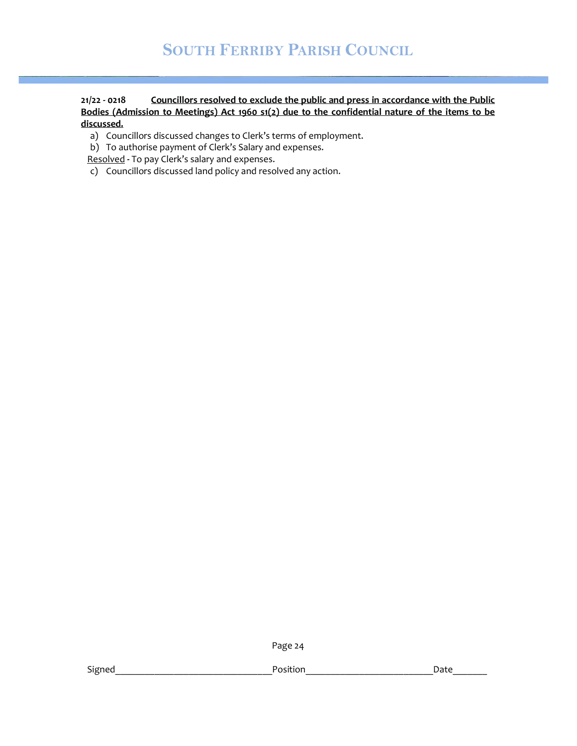**21/22 - 0218** **<u>Councillors resolved to exclude the public and press in accordance with the Public Bodies (Admission to Meetings) Act 1960 s1(2) due to the confidential nature of the items to be discussed.</u>**

a) Councillors discussed changes to Clerk's terms of employment.

b) To authorise payment of Clerk's Salary and expenses.

<u>Resolved</u> - To pay Clerk's salary and expenses.

c) Councillors discussed land policy and resolved any action.

Signed_______________________________Position_________________________Date_______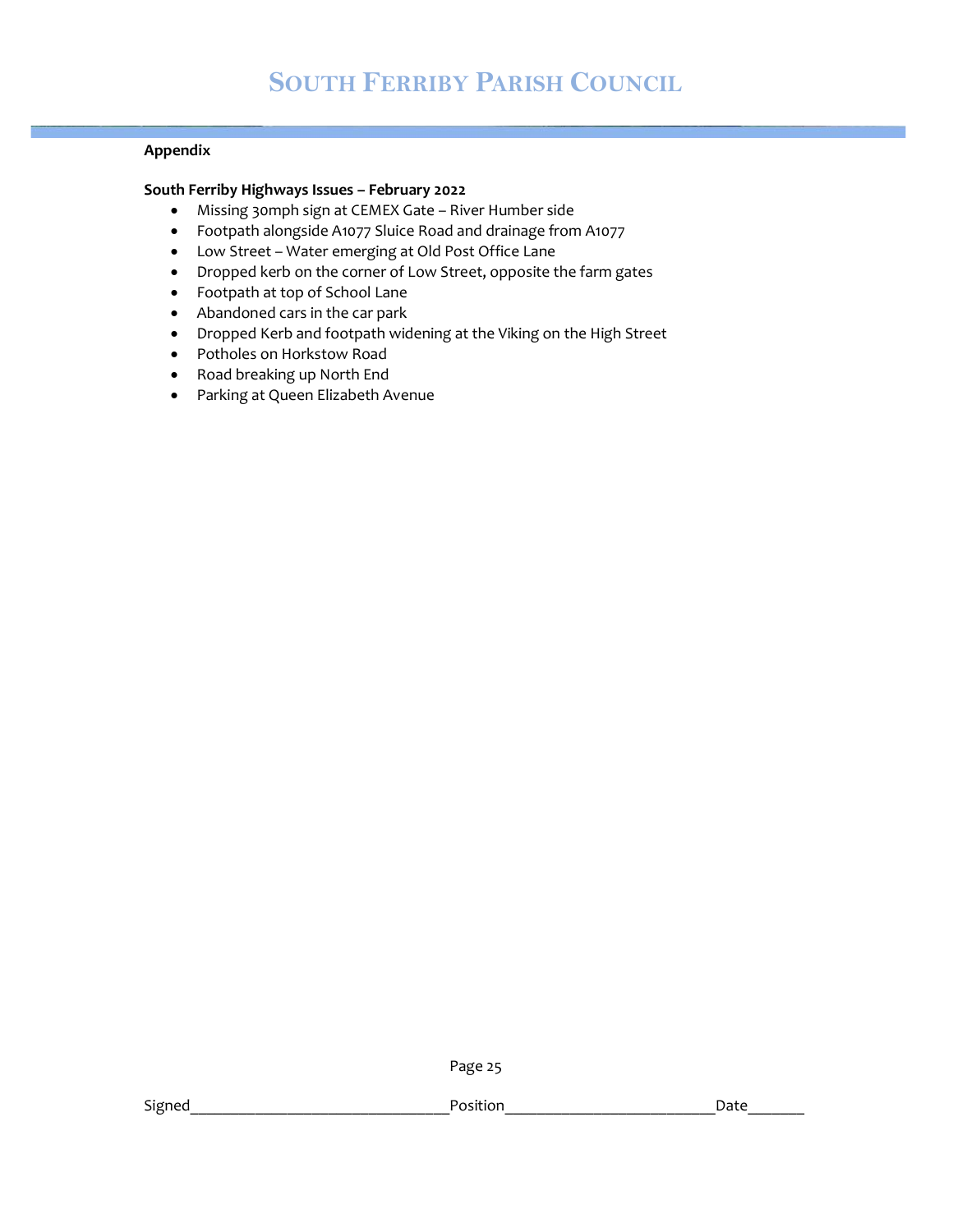**Appendix**

**South Ferriby Highways Issues – February 2022**

- Missing 30mph sign at CEMEX Gate – River Humber side
- Footpath alongside A1077 Sluice Road and drainage from A1077
- Low Street – Water emerging at Old Post Office Lane
- Dropped kerb on the corner of Low Street, opposite the farm gates
- Footpath at top of School Lane
- Abandoned cars in the car park
- Dropped Kerb and footpath widening at the Viking on the High Street
- Potholes on Horkstow Road
- Road breaking up North End
- Parking at Queen Elizabeth Avenue

Signed_______________________________Position_________________________Date_______